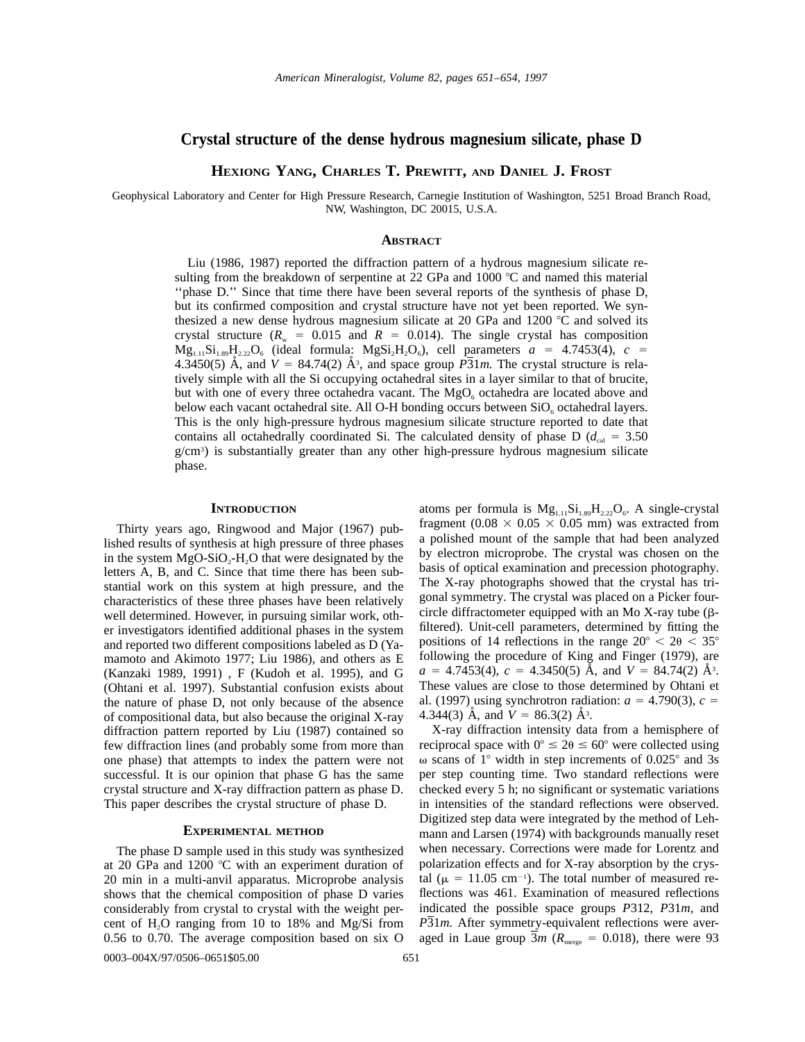# Crystal structure of the dense hydrous magnesium silicate, phase D

**Hexiong Yang, Charles T. Prewitt, and Daniel J. Frost**

Geophysical Laboratory and Center for High Pressure Research, Carnegie Institution of Washington, 5251 Broad Branch Road, NW, Washington, DC 20015, U.S.A.

## Abstract

Liu (1986, 1987) reported the diffraction pattern of a hydrous magnesium silicate resulting from the breakdown of serpentine at 22 GPa and 1000 °C and named this material ''phase D.'' Since that time there have been several reports of the synthesis of phase D, but its confirmed composition and crystal structure have not yet been reported. We synthesized a new dense hydrous magnesium silicate at 20 GPa and 1200 °C and solved its crystal structure ($R_w$ = 0.015 and $R$ = 0.014). The single crystal has composition $Mg_{1.11}Si_{1.89}H_{2.22}O_6$ (ideal formula: $MgSi_2H_2O_6$), cell parameters $a$ = 4.7453(4), $c$ = 4.3450(5) Å, and $V$ = 84.74(2) Å$^3$, and space group $P\overline{3}1m$. The crystal structure is relatively simple with all the Si occupying octahedral sites in a layer similar to that of brucite, but with one of every three octahedra vacant. The $MgO_6$ octahedra are located above and below each vacant octahedral site. All O-H bonding occurs between $SiO_6$ octahedral layers. This is the only high-pressure hydrous magnesium silicate structure reported to date that contains all octahedrally coordinated Si. The calculated density of phase D ($d_{cal}$ = 3.50 g/cm$^3$) is substantially greater than any other high-pressure hydrous magnesium silicate phase.

## Introduction

Thirty years ago, Ringwood and Major (1967) published results of synthesis at high pressure of three phases in the system $MgO$-$SiO_2$-$H_2O$ that were designated by the letters A, B, and C. Since that time there has been substantial work on this system at high pressure, and the characteristics of these three phases have been relatively well determined. However, in pursuing similar work, other investigators identified additional phases in the system and reported two different compositions labeled as D (Yamamoto and Akimoto 1977; Liu 1986), and others as E (Kanzaki 1989, 1991) , F (Kudoh et al. 1995), and G (Ohtani et al. 1997). Substantial confusion exists about the nature of phase D, not only because of the absence of compositional data, but also because the original X-ray diffraction pattern reported by Liu (1987) contained so few diffraction lines (and probably some from more than one phase) that attempts to index the pattern were not successful. It is our opinion that phase G has the same crystal structure and X-ray diffraction pattern as phase D. This paper describes the crystal structure of phase D.

## Experimental method

The phase D sample used in this study was synthesized at 20 GPa and 1200 °C with an experiment duration of 20 min in a multi-anvil apparatus. Microprobe analysis shows that the chemical composition of phase D varies considerably from crystal to crystal with the weight percent of $H_2O$ ranging from 10 to 18% and Mg/Si from 0.56 to 0.70. The average composition based on six O atoms per formula is $Mg_{1.11}Si_{1.89}H_{2.22}O_6$. A single-crystal fragment (0.08 × 0.05 × 0.05 mm) was extracted from a polished mount of the sample that had been analyzed by electron microprobe. The crystal was chosen on the basis of optical examination and precession photography. The X-ray photographs showed that the crystal has trigonal symmetry. The crystal was placed on a Picker four-circle diffractometer equipped with an Mo X-ray tube (β-filtered). Unit-cell parameters, determined by fitting the positions of 14 reflections in the range 20° < 2θ < 35° following the procedure of King and Finger (1979), are $a$ = 4.7453(4), $c$ = 4.3450(5) Å, and $V$ = 84.74(2) Å$^3$. These values are close to those determined by Ohtani et al. (1997) using synchrotron radiation: $a$ = 4.790(3), $c$ = 4.344(3) Å, and $V$ = 86.3(2) Å$^3$.

X-ray diffraction intensity data from a hemisphere of reciprocal space with 0° ≤ 2θ ≤ 60° were collected using ω scans of 1° width in step increments of 0.025° and 3s per step counting time. Two standard reflections were checked every 5 h; no significant or systematic variations in intensities of the standard reflections were observed. Digitized step data were integrated by the method of Lehmann and Larsen (1974) with backgrounds manually reset when necessary. Corrections were made for Lorentz and polarization effects and for X-ray absorption by the crystal ($\mu$ = 11.05 cm$^{-1}$). The total number of measured reflections was 461. Examination of measured reflections indicated the possible space groups $P312$, $P31m$, and $P\overline{3}1m$. After symmetry-equivalent reflections were averaged in Laue group $\overline{3}m$ ($R_{merge}$ = 0.018), there were 93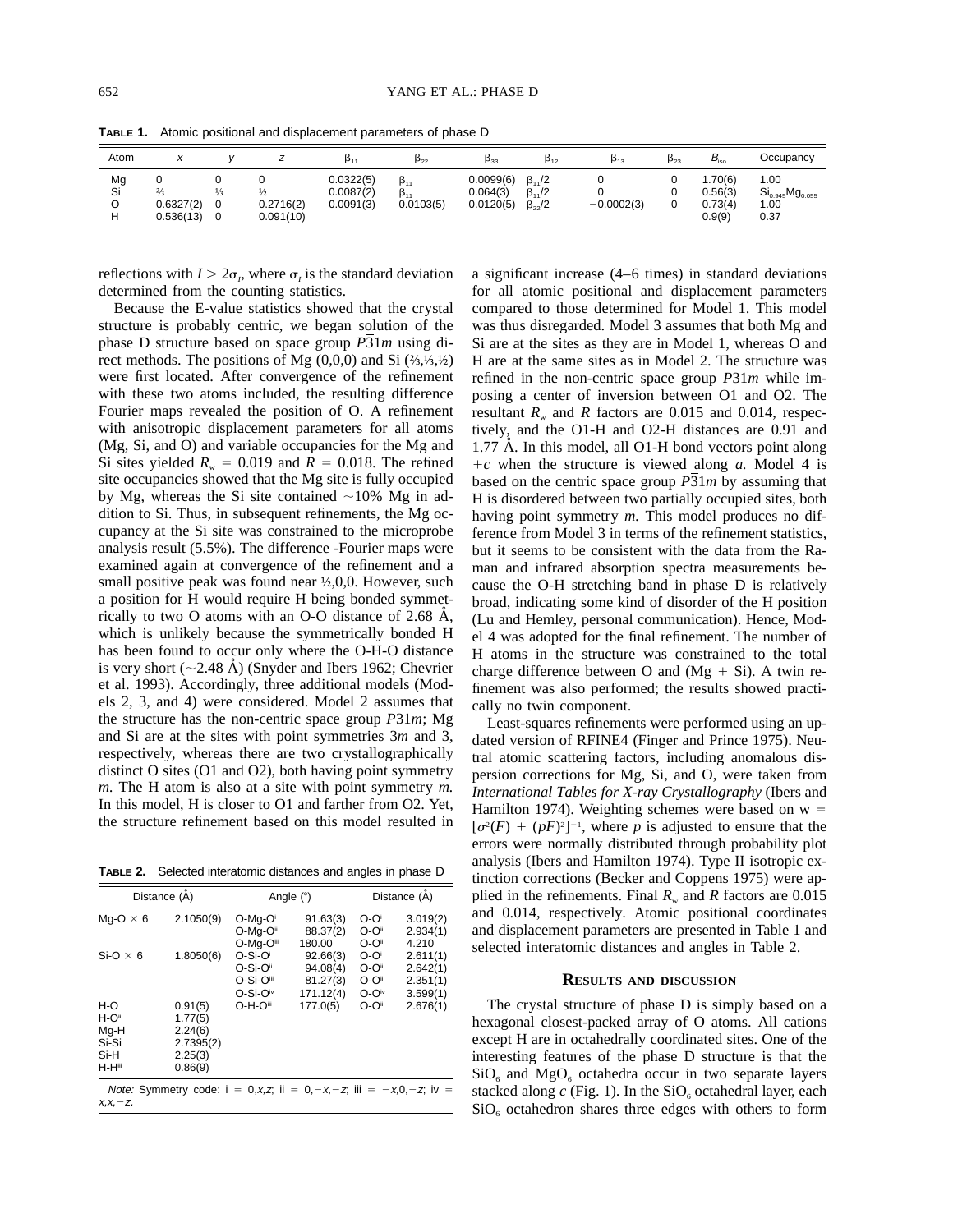**TABLE 1.** Atomic positional and displacement parameters of phase D

| Atom | $x$ | $y$ | $z$ | $\beta_{11}$ | $\beta_{22}$ | $\beta_{33}$ | $\beta_{12}$ | $\beta_{13}$ | $\beta_{23}$ | $B_{iso}$ | Occupancy |
|---|---|---|---|---|---|---|---|---|---|---|---|
| Mg | 0 | 0 | 0 | 0.0322(5) | $\beta_{11}$ | 0.0099(6) | $\beta_{11}/2$ | 0 | 0 | 1.70(6) | 1.00 |
| Si | ⅔ | ⅓ | ½ | 0.0087(2) | $\beta_{11}$ | 0.064(3) | $\beta_{11}/2$ | 0 | 0 | 0.56(3) | $Si_{0.945}Mg_{0.055}$ |
| O | 0.6327(2) | 0 | 0.2716(2) | 0.0091(3) | 0.0103(5) | 0.0120(5) | $\beta_{22}/2$ | −0.0002(3) | 0 | 0.73(4) | 1.00 |
| H | 0.536(13) | 0 | 0.091(10) | | | | | | | 0.9(9) | 0.37 |

reflections with $I > 2\sigma_I$, where $\sigma_I$ is the standard deviation determined from the counting statistics.

Because the E-value statistics showed that the crystal structure is probably centric, we began solution of the phase D structure based on space group $P\overline{3}1m$ using direct methods. The positions of Mg (0,0,0) and Si (⅔,⅓,½) were first located. After convergence of the refinement with these two atoms included, the resulting difference Fourier maps revealed the position of O. A refinement with anisotropic displacement parameters for all atoms (Mg, Si, and O) and variable occupancies for the Mg and Si sites yielded $R_w$ = 0.019 and $R$ = 0.018. The refined site occupancies showed that the Mg site is fully occupied by Mg, whereas the Si site contained ~10% Mg in addition to Si. Thus, in subsequent refinements, the Mg occupancy at the Si site was constrained to the microprobe analysis result (5.5%). The difference -Fourier maps were examined again at convergence of the refinement and a small positive peak was found near ½,0,0. However, such a position for H would require H being bonded symmetrically to two O atoms with an O-O distance of 2.68 Å, which is unlikely because the symmetrically bonded H has been found to occur only where the O-H-O distance is very short (~2.48 Å) (Snyder and Ibers 1962; Chevrier et al. 1993). Accordingly, three additional models (Models 2, 3, and 4) were considered. Model 2 assumes that the structure has the non-centric space group $P31m$; Mg and Si are at the sites with point symmetries $3m$ and 3, respectively, whereas there are two crystallographically distinct O sites (O1 and O2), both having point symmetry $m$. The H atom is also at a site with point symmetry $m$. In this model, H is closer to O1 and farther from O2. Yet, the structure refinement based on this model resulted in a significant increase (4–6 times) in standard deviations for all atomic positional and displacement parameters compared to those determined for Model 1. This model was thus disregarded. Model 3 assumes that both Mg and Si are at the sites as they are in Model 1, whereas O and H are at the same sites as in Model 2. The structure was refined in the non-centric space group $P31m$ while imposing a center of inversion between O1 and O2. The resultant $R_w$ and $R$ factors are 0.015 and 0.014, respectively, and the O1-H and O2-H distances are 0.91 and 1.77 Å. In this model, all O1-H bond vectors point along $+c$ when the structure is viewed along $a$. Model 4 is based on the centric space group $P\overline{3}1m$ by assuming that H is disordered between two partially occupied sites, both having point symmetry $m$. This model produces no difference from Model 3 in terms of the refinement statistics, but it seems to be consistent with the data from the Raman and infrared absorption spectra measurements because the O-H stretching band in phase D is relatively broad, indicating some kind of disorder of the H position (Lu and Hemley, personal communication). Hence, Model 4 was adopted for the final refinement. The number of H atoms in the structure was constrained to the total charge difference between O and (Mg + Si). A twin refinement was also performed; the results showed practically no twin component.

Least-squares refinements were performed using an updated version of RFINE4 (Finger and Prince 1975). Neutral atomic scattering factors, including anomalous dispersion corrections for Mg, Si, and O, were taken from *International Tables for X-ray Crystallography* (Ibers and Hamilton 1974). Weighting schemes were based on $w = [\sigma^2(F) + (pF)^2]^{-1}$, where $p$ is adjusted to ensure that the errors were normally distributed through probability plot analysis (Ibers and Hamilton 1974). Type II isotropic extinction corrections (Becker and Coppens 1975) were applied in the refinements. Final $R_w$ and $R$ factors are 0.015 and 0.014, respectively. Atomic positional coordinates and displacement parameters are presented in Table 1 and selected interatomic distances and angles in Table 2.

**TABLE 2.** Selected interatomic distances and angles in phase D

| Distance (Å) | | Angle (°) | | Distance (Å) | |
|---|---|---|---|---|---|
| Mg-O × 6 | 2.1050(9) | O-Mg-O[i] | 91.63(3) | O-O[i] | 3.019(2) |
| | | O-Mg-O[ii] | 88.37(2) | O-O[ii] | 2.934(1) |
| | | O-Mg-O[iii] | 180.00 | O-O[iii] | 4.210 |
| Si-O × 6 | 1.8050(6) | O-Si-O[i] | 92.66(3) | O-O[i] | 2.611(1) |
| | | O-Si-O[ii] | 94.08(4) | O-O[ii] | 2.642(1) |
| | | O-Si-O[iii] | 81.27(3) | O-O[iii] | 2.351(1) |
| | | O-Si-O[iv] | 171.12(4) | O-O[iv] | 3.599(1) |
| H-O | 0.91(5) | O-H-O[iii] | 177.0(5) | O-O[iii] | 2.676(1) |
| H-O[iii] | 1.77(5) | | | | |
| Mg-H | 2.24(6) | | | | |
| Si-Si | 2.7395(2) | | | | |
| Si-H | 2.25(3) | | | | |
| H-H[iii] | 0.86(9) | | | | |

*Note:* Symmetry code: i = 0,$x$,$z$; ii = 0,−$x$,−$z$; iii = −$x$,0,−$z$; iv = $x$,$x$,−$z$.

## RESULTS AND DISCUSSION

The crystal structure of phase D is simply based on a hexagonal closest-packed array of O atoms. All cations except H are in octahedrally coordinated sites. One of the interesting features of the phase D structure is that the $SiO_6$ and $MgO_6$ octahedra occur in two separate layers stacked along $c$ (Fig. 1). In the $SiO_6$ octahedral layer, each $SiO_6$ octahedron shares three edges with others to form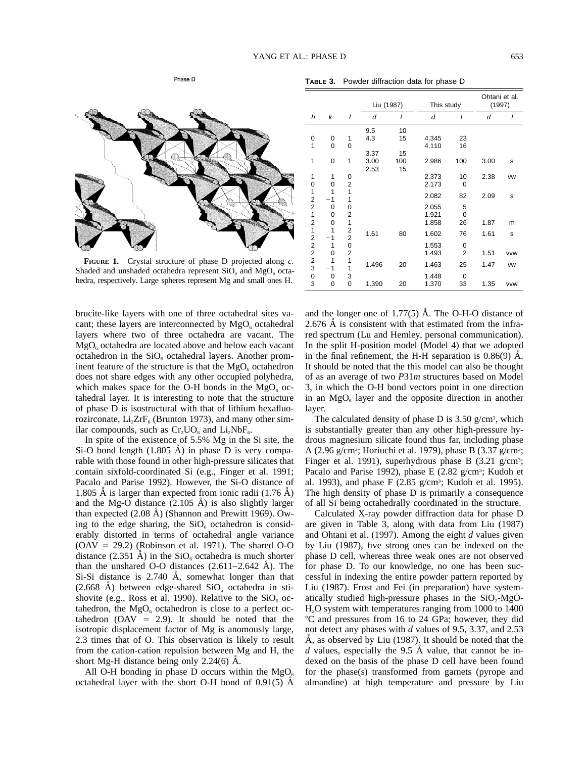**FIGURE 1.** Crystal structure of phase D projected along *c*. Shaded and unshaded octahedra represent $SiO_6$ and $MgO_6$ octahedra, respectively. Large spheres represent Mg and small ones H.

**TABLE 3.** Powder diffraction data for phase D

| | | | Liu (1987) | | This study | | Ohtani et al. (1997) | |
|---|---|---|---|---|---|---|---|---|
| *h* | *k* | *l* | *d* | *I* | *d* | *I* | *d* | *I* |
| | | | 9.5 | 10 | | | | |
| 0 | 0 | 1 | 4.3 | 15 | 4.345 | 23 | | |
| 1 | 0 | 0 | | | 4.110 | 16 | | |
| | | | 3.37 | 15 | | | | |
| 1 | 0 | 1 | 3.00 | 100 | 2.986 | 100 | 3.00 | s |
| | | | 2.53 | 15 | | | | |
| 1 | 1 | 0 | | | 2.373 | 10 | 2.38 | vw |
| 0 | 0 | 2 | | | 2.173 | 0 | | |
| 1 | 1 | 1 | | | 2.082 | 82 | 2.09 | s |
| 2 | −1 | 1 | | | | | | |
| 2 | 0 | 0 | | | 2.055 | 5 | | |
| 1 | 0 | 2 | | | 1.921 | 0 | | |
| 2 | 0 | 1 | | | 1.858 | 26 | 1.87 | m |
| 1 | 1 | 2 | 1.61 | 80 | 1.602 | 76 | 1.61 | s |
| 2 | −1 | 2 | | | | | | |
| 2 | 1 | 0 | | | 1.553 | 0 | | |
| 2 | 0 | 2 | | | 1.493 | 2 | 1.51 | vvw |
| 2 | 1 | 1 | 1.496 | 20 | 1.463 | 25 | 1.47 | vw |
| 3 | −1 | 1 | | | | | | |
| 0 | 0 | 3 | | | 1.448 | 0 | | |
| 3 | 0 | 0 | 1.390 | 20 | 1.370 | 33 | 1.35 | vvw |

brucite-like layers with one of three octahedral sites vacant; these layers are interconnected by $MgO_6$ octahedral layers where two of three octahedra are vacant. The $MgO_6$ octahedra are located above and below each vacant octahedron in the $SiO_6$ octahedral layers. Another prominent feature of the structure is that the $MgO_6$ octahedron does not share edges with any other occupied polyhedra, which makes space for the O-H bonds in the $MgO_6$ octahedral layer. It is interesting to note that the structure of phase D is isostructural with that of lithium hexafluorozirconate, $Li_2ZrF_6$ (Brunton 1973), and many other similar compounds, such as $Cr_2UO_6$ and $Li_2NbF_6$.

In spite of the existence of 5.5% Mg in the Si site, the Si-O bond length (1.805 Å) in phase D is very comparable with those found in other high-pressure silicates that contain sixfold-coordinated Si (e.g., Finger et al. 1991; Pacalo and Parise 1992). However, the Si-O distance of 1.805 Å is larger than expected from ionic radii (1.76 Å) and the Mg-O distance (2.105 Å) is also slightly larger than expected (2.08 Å) (Shannon and Prewitt 1969). Owing to the edge sharing, the $SiO_6$ octahedron is considerably distorted in terms of octahedral angle variance (OAV = 29.2) (Robinson et al. 1971). The shared O-O distance (2.351 Å) in the $SiO_6$ octahedra is much shorter than the unshared O-O distances (2.611–2.642 Å). The Si-Si distance is 2.740 Å, somewhat longer than that (2.668 Å) between edge-shared $SiO_6$ octahedra in stishovite (e.g., Ross et al. 1990). Relative to the $SiO_6$ octahedron, the $MgO_6$ octahedron is close to a perfect octahedron (OAV = 2.9). It should be noted that the isotropic displacement factor of Mg is anomalously large, 2.3 times that of O. This observation is likely to result from the cation-cation repulsion between Mg and H, the short Mg-H distance being only 2.24(6) Å.

All O-H bonding in phase D occurs within the $MgO_6$ octahedral layer with the short O-H bond of 0.91(5) Å and the longer one of 1.77(5) Å. The O-H-O distance of 2.676 Å is consistent with that estimated from the infrared spectrum (Lu and Hemley, personal communication). In the split H-position model (Model 4) that we adopted in the final refinement, the H-H separation is 0.86(9) Å. It should be noted that the this model can also be thought of as an average of two *P*31*m* structures based on Model 3, in which the O-H bond vectors point in one direction in an $MgO_6$ layer and the opposite direction in another layer.

The calculated density of phase D is 3.50 g/cm³, which is substantially greater than any other high-pressure hydrous magnesium silicate found thus far, including phase A (2.96 g/cm³; Horiuchi et al. 1979), phase B (3.37 g/cm³; Finger et al. 1991), superhydrous phase B (3.21 g/cm³; Pacalo and Parise 1992), phase E (2.82 g/cm³; Kudoh et al. 1993), and phase F (2.85 g/cm³; Kudoh et al. 1995). The high density of phase D is primarily a consequence of all Si being octahedrally coordinated in the structure.

Calculated X-ray powder diffraction data for phase D are given in Table 3, along with data from Liu (1987) and Ohtani et al. (1997). Among the eight *d* values given by Liu (1987), five strong ones can be indexed on the phase D cell, whereas three weak ones are not observed for phase D. To our knowledge, no one has been successful in indexing the entire powder pattern reported by Liu (1987). Frost and Fei (in preparation) have systematically studied high-pressure phases in the $SiO_2$-MgO-$H_2O$ system with temperatures ranging from 1000 to 1400 °C and pressures from 16 to 24 GPa; however, they did not detect any phases with *d* values of 9.5, 3.37, and 2.53 Å, as observed by Liu (1987). It should be noted that the *d* values, especially the 9.5 Å value, that cannot be indexed on the basis of the phase D cell have been found for the phase(s) transformed from garnets (pyrope and almandine) at high temperature and pressure by Liu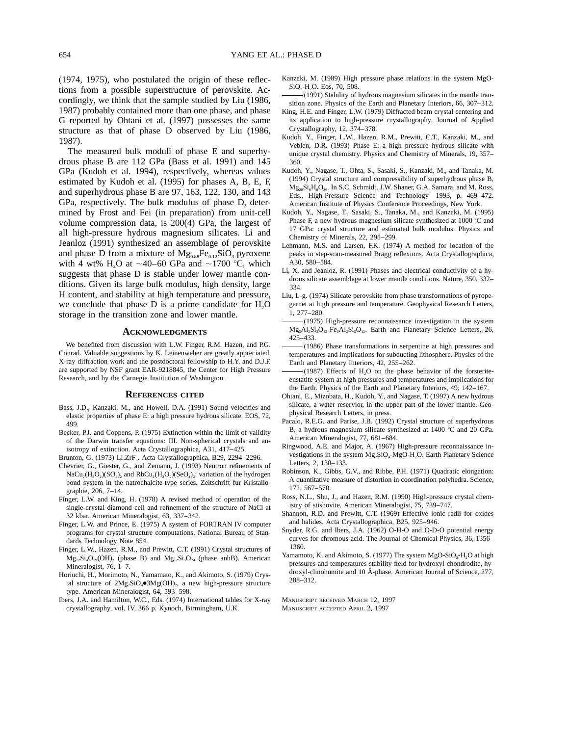(1974, 1975), who postulated the origin of these reflections from a possible superstructure of perovskite. Accordingly, we think that the sample studied by Liu (1986, 1987) probably contained more than one phase, and phase G reported by Ohtani et al. (1997) possesses the same structure as that of phase D observed by Liu (1986, 1987).

The measured bulk moduli of phase E and superhydrous phase B are 112 GPa (Bass et al. 1991) and 145 GPa (Kudoh et al. 1994), respectively, whereas values estimated by Kudoh et al. (1995) for phases A, B, E, F, and superhydrous phase B are 97, 163, 122, 130, and 143 GPa, respectively. The bulk modulus of phase D, determined by Frost and Fei (in preparation) from unit-cell volume compression data, is 200(4) GPa, the largest of all high-pressure hydrous magnesium silicates. Li and Jeanloz (1991) synthesized an assemblage of perovskite and phase D from a mixture of $Mg_{0.88}Fe_{0.12}SiO_3$ pyroxene with 4 wt% $H_2O$ at ~40–60 GPa and ~1700 °C, which suggests that phase D is stable under lower mantle conditions. Given its large bulk modulus, high density, large H content, and stability at high temperature and pressure, we conclude that phase D is a prime candidate for $H_2O$ storage in the transition zone and lower mantle.

## Acknowledgments

We benefited from discussion with L.W. Finger, R.M. Hazen, and P.G. Conrad. Valuable suggestions by K. Leinenweber are greatly appreciated. X-ray diffraction work and the postdoctoral fellowship to H.Y. and D.J.F. are supported by NSF grant EAR-9218845, the Center for High Pressure Research, and by the Carnegie Institution of Washington.

## References cited

Bass, J.D., Kanzaki, M., and Howell, D.A. (1991) Sound velocities and elastic properties of phase E: a high pressure hydrous silicate. EOS, 72, 499.

Becker, P.J. and Coppens, P. (1975) Extinction within the limit of validity of the Darwin transfer equations: III. Non-spherical crystals and anisotropy of extinction. Acta Crystallographica, A31, 417–425.

Brunton, G. (1973) $Li_2ZrF_6$. Acta Crystallographica, B29, 2294–2296.

Chevrier, G., Giester, G., and Zemann, J. (1993) Neutron refinements of $NaCu_2(H_3O_2)(SO_4)_2$ and $RbCu_2(H_3O_2)(SeO_4)_2$: variation of the hydrogen bond system in the natrochalcite-type series. Zeitschrift fur Kristallographie, 206, 7–14.

Finger, L.W. and King, H. (1978) A revised method of operation of the single-crystal diamond cell and refinement of the structure of NaCl at 32 kbar. American Mineralogist, 63, 337–342.

Finger, L.W. and Prince, E. (1975) A system of FORTRAN IV computer programs for crystal structure computations. National Bureau of Standards Technology Note 854.

Finger, L.W., Hazen, R.M., and Prewitt, C.T. (1991) Crystal structures of $Mg_{12}Si_4O_{19}(OH)_2$ (phase B) and $Mg_{12}Si_5O_{24}$ (phase anhB). American Mineralogist, 76, 1–7.

Horiuchi, H., Morimoto, N., Yamamato, K., and Akimoto, S. (1979) Crystal structure of $2Mg_2SiO_4$•$3Mg(OH)_2$, a new high-pressure structure type. American Mineralogist, 64, 593–598.

Ibers, J.A. and Hamilton, W.C., Eds. (1974) International tables for X-ray crystallography, vol. IV, 366 p. Kynoch, Birmingham, U.K.

Kanzaki, M. (1989) High pressure phase relations in the system MgO-$SiO_2$-$H_2O$. Eos, 70, 508.

——— (1991) Stability of hydrous magnesium silicates in the mantle transition zone. Physics of the Earth and Planetary Interiors, 66, 307–312.

King, H.E. and Finger, L.W. (1979) Diffracted beam crystal centering and its application to high-pressure crystallography. Journal of Applied Crystallography, 12, 374–378.

Kudoh, Y., Finger, L.W., Hazen, R.M., Prewitt, C.T., Kanzaki, M., and Veblen, D.R. (1993) Phase E: a high pressure hydrous silicate with unique crystal chemistry. Physics and Chemistry of Minerals, 19, 357–360.

Kudoh, Y., Nagase, T., Ohta, S., Sasaki, S., Kanzaki, M., and Tanaka, M. (1994) Crystal structure and compressibility of superhydrous phase B, $Mg_{20}Si_6H_8O_{36}$. In S.C. Schmidt, J.W. Shaner, G.A. Samara, and M. Ross, Eds., High-Pressure Science and Technology—1993, p. 469–472. American Institute of Physics Conference Proceedings, New York.

Kudoh, Y., Nagase, T., Sasaki, S., Tanaka, M., and Kanzaki, M. (1995) Phase F, a new hydrous magnesium silicate synthesized at 1000 °C and 17 GPa: crystal structure and estimated bulk modulus. Physics and Chemistry of Minerals, 22, 295–299.

Lehmann, M.S. and Larsen, F.K. (1974) A method for location of the peaks in step-scan-measured Bragg reflexions. Acta Crystallographica, A30, 580–584.

Li, X. and Jeanloz, R. (1991) Phases and electrical conductivity of a hydrous silicate assemblage at lower mantle conditions. Nature, 350, 332–334.

Liu, L-g. (1974) Silicate perovskite from phase transformations of pyrope-garnet at high pressure and temperature. Geophysical Research Letters, 1, 277–280.

——— (1975) High-pressure reconnaissance investigation in the system $Mg_3Al_2Si_3O_{12}$-$Fe_3Al_2Si_3O_{12}$. Earth and Planetary Science Letters, 26, 425–433.

——— (1986) Phase transformations in serpentine at high pressures and temperatures and implications for subducting lithosphere. Physics of the Earth and Planetary Interiors, 42, 255–262.

——— (1987) Effects of $H_2O$ on the phase behavior of the forsterite-enstatite system at high pressures and temperatures and implications for the Earth. Physics of the Earth and Planetary Interiors, 49, 142–167.

Ohtani, E., Mizobata, H., Kudoh, Y., and Nagase, T. (1997) A new hydrous silicate, a water reservior, in the upper part of the lower mantle. Geophysical Research Letters, in press.

Pacalo, R.E.G. and Parise, J.B. (1992) Crystal structure of superhydrous B, a hydrous magnesium silicate synthesized at 1400 °C and 20 GPa. American Mineralogist, 77, 681–684.

Ringwood, A.E. and Major, A. (1967) High-pressure reconnaissance investigations in the system $Mg_2SiO_4$-MgO-$H_2O$. Earth Planetary Science Letters, 2, 130–133.

Robinson, K., Gibbs, G.V., and Ribbe, P.H. (1971) Quadratic elongation: A quantitative measure of distortion in coordination polyhedra. Science, 172, 567–570.

Ross, N.L., Shu, J., and Hazen, R.M. (1990) High-pressure crystal chemistry of stishovite. American Mineralogist, 75, 739–747.

Shannon, R.D. and Prewitt, C.T. (1969) Effective ionic radii for oxides and halides. Acta Crystallographica, B25, 925–946.

Snyder, R.G. and Ibers, J.A. (1962) O-H-O and O-D-O potential energy curves for chromous acid. The Journal of Chemical Physics, 36, 1356–1360.

Yamamoto, K. and Akimoto, S. (1977) The system MgO-$SiO_2$-$H_2O$ at high pressures and temperatures-stability field for hydroxyl-chondrodite, hydroxyl-clinohumite and 10 Å-phase. American Journal of Science, 277, 288–312.

Manuscript received March 12, 1997
Manuscript accepted April 2, 1997